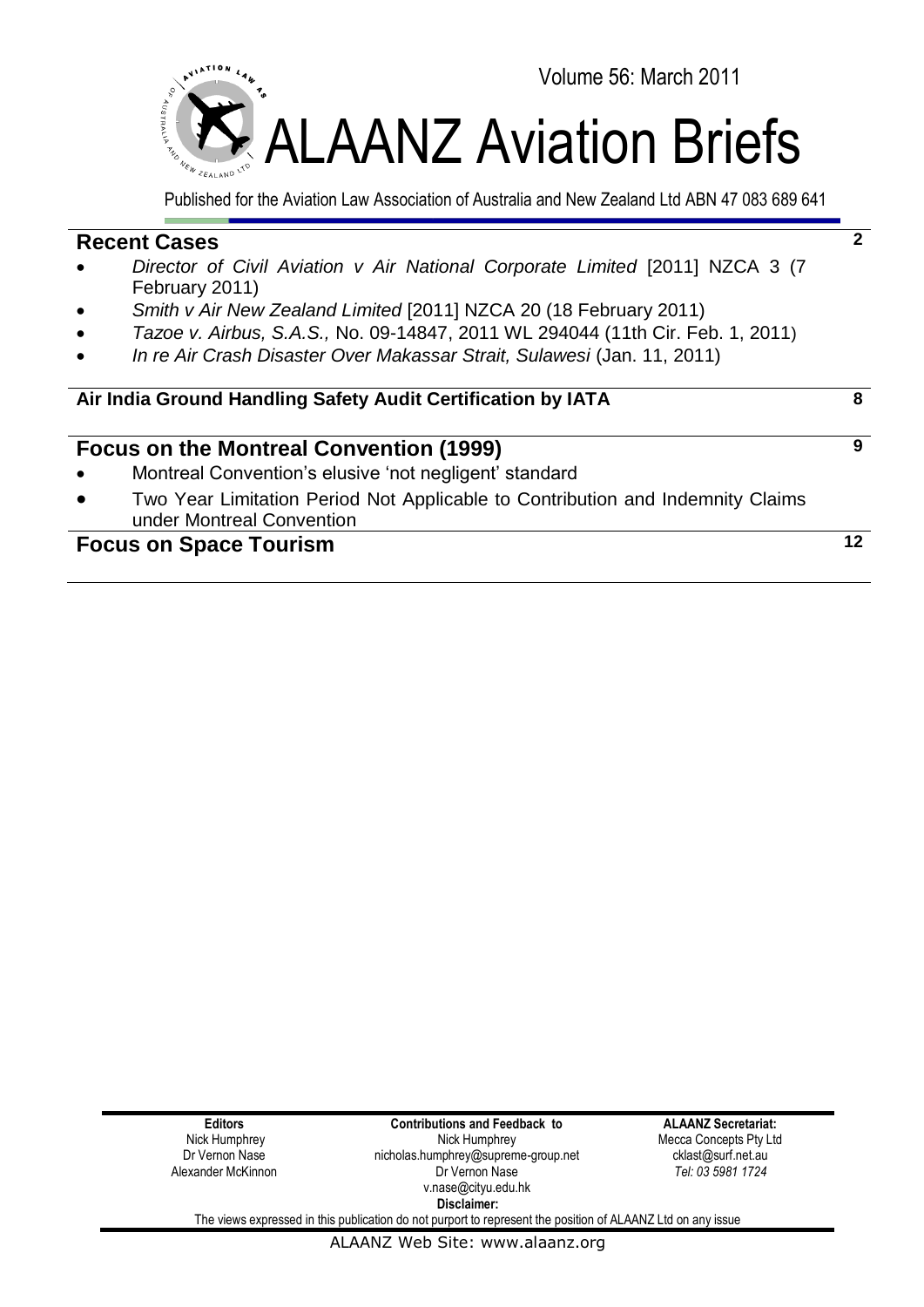Volume 56: March 2011

# ALAANZ Aviation Briefs

Published for the Aviation Law Association of Australia and New Zealand Ltd ABN 47 083 689 641

## Recent Cases — 2

- *Director of Civil Aviation v Air National Corporate Limited* [2011] NZCA 3 (7 February 2011)
- *Smith v Air New Zealand Limited* [2011] NZCA 20 (18 February 2011)
- *Tazoe v. Airbus, S.A.S.,* No. 09-14847, 2011 WL 294044 (11th Cir. Feb. 1, 2011)
- *In re Air Crash Disaster Over Makassar Strait, Sulawesi* (Jan. 11, 2011)

## Air India Ground Handling Safety Audit Certification by IATA — 8

## Focus on the Montreal Convention (1999) — 9

- Montreal Convention's elusive 'not negligent' standard
- Two Year Limitation Period Not Applicable to Contribution and Indemnity Claims under Montreal Convention

## Focus on Space Tourism — 12

| Editors | Contributions and Feedback to | ALAANZ Secretariat: |
|---|---|---|
| Nick Humphrey | Nick Humphrey | Mecca Concepts Pty Ltd |
| Dr Vernon Nase | nicholas.humphrey@supreme-group.net | cklast@surf.net.au |
| Alexander McKinnon | Dr Vernon Nase | *Tel: 03 5981 1724* |
| | v.nase@cityu.edu.hk | |

**Disclaimer:**

The views expressed in this publication do not purport to represent the position of ALAANZ Ltd on any issue

ALAANZ Web Site: www.alaanz.org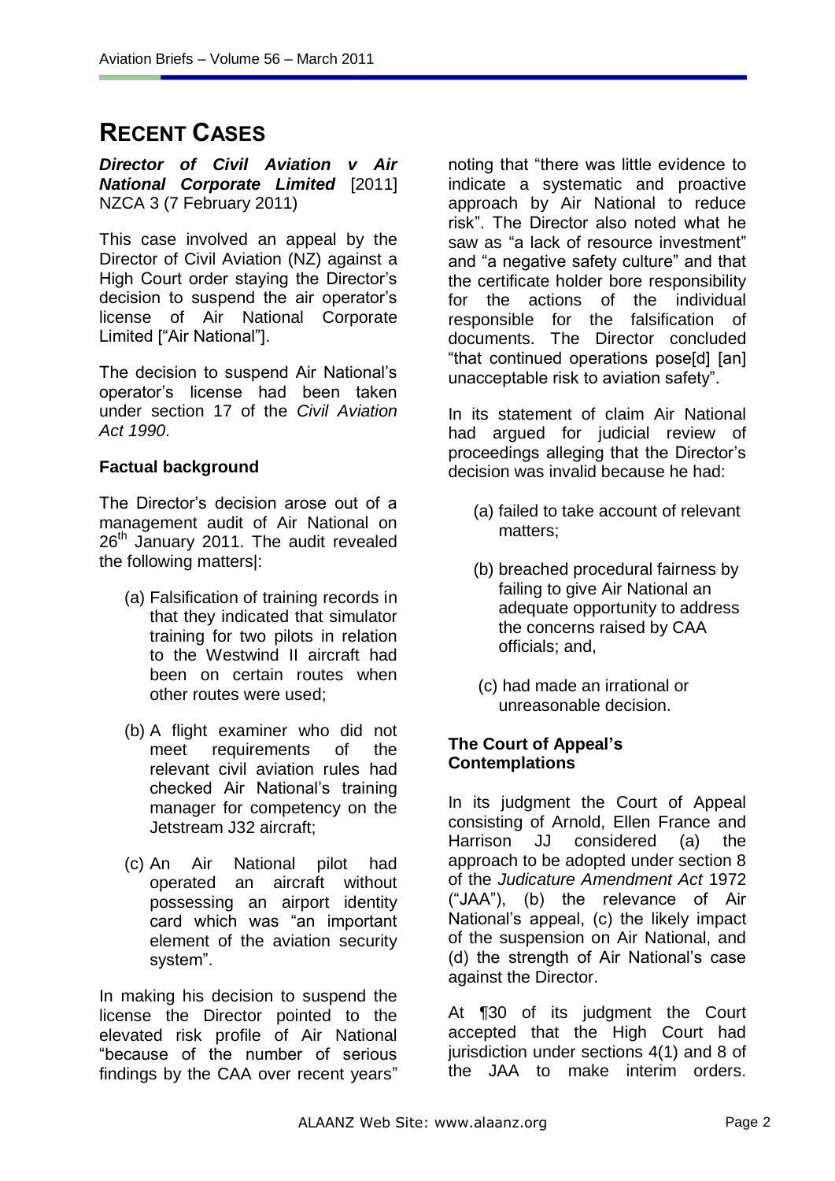# RECENT CASES

***Director of Civil Aviation v Air National Corporate Limited*** [2011] NZCA 3 (7 February 2011)

This case involved an appeal by the Director of Civil Aviation (NZ) against a High Court order staying the Director's decision to suspend the air operator's license of Air National Corporate Limited ["Air National"].

The decision to suspend Air National's operator's license had been taken under section 17 of the *Civil Aviation Act 1990*.

**Factual background**

The Director's decision arose out of a management audit of Air National on 26th January 2011. The audit revealed the following matters|:

(a) Falsification of training records in that they indicated that simulator training for two pilots in relation to the Westwind II aircraft had been on certain routes when other routes were used;

(b) A flight examiner who did not meet requirements of the relevant civil aviation rules had checked Air National's training manager for competency on the Jetstream J32 aircraft;

(c) An Air National pilot had operated an aircraft without possessing an airport identity card which was "an important element of the aviation security system".

In making his decision to suspend the license the Director pointed to the elevated risk profile of Air National "because of the number of serious findings by the CAA over recent years" noting that "there was little evidence to indicate a systematic and proactive approach by Air National to reduce risk". The Director also noted what he saw as "a lack of resource investment" and "a negative safety culture" and that the certificate holder bore responsibility for the actions of the individual responsible for the falsification of documents. The Director concluded "that continued operations pose[d] [an] unacceptable risk to aviation safety".

In its statement of claim Air National had argued for judicial review of proceedings alleging that the Director's decision was invalid because he had:

(a) failed to take account of relevant matters;

(b) breached procedural fairness by failing to give Air National an adequate opportunity to address the concerns raised by CAA officials; and,

(c) had made an irrational or unreasonable decision.

**The Court of Appeal's Contemplations**

In its judgment the Court of Appeal consisting of Arnold, Ellen France and Harrison JJ considered (a) the approach to be adopted under section 8 of the *Judicature Amendment Act* 1972 ("JAA"), (b) the relevance of Air National's appeal, (c) the likely impact of the suspension on Air National, and (d) the strength of Air National's case against the Director.

At ¶30 of its judgment the Court accepted that the High Court had jurisdiction under sections 4(1) and 8 of the JAA to make interim orders.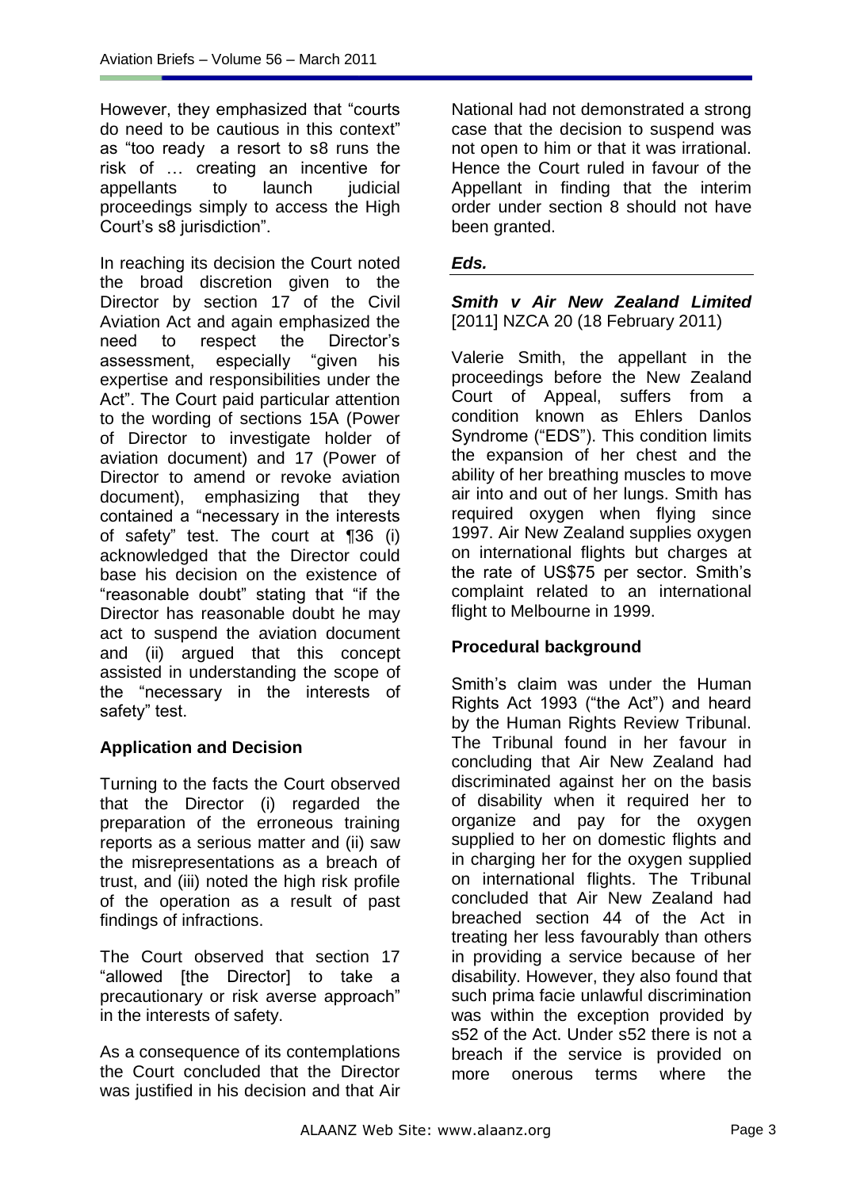However, they emphasized that "courts do need to be cautious in this context" as "too ready a resort to s8 runs the risk of … creating an incentive for appellants to launch judicial proceedings simply to access the High Court's s8 jurisdiction".

In reaching its decision the Court noted the broad discretion given to the Director by section 17 of the Civil Aviation Act and again emphasized the need to respect the Director's assessment, especially "given his expertise and responsibilities under the Act". The Court paid particular attention to the wording of sections 15A (Power of Director to investigate holder of aviation document) and 17 (Power of Director to amend or revoke aviation document), emphasizing that they contained a "necessary in the interests of safety" test. The court at ¶36 (i) acknowledged that the Director could base his decision on the existence of "reasonable doubt" stating that "if the Director has reasonable doubt he may act to suspend the aviation document and (ii) argued that this concept assisted in understanding the scope of the "necessary in the interests of safety" test.

**Application and Decision**

Turning to the facts the Court observed that the Director (i) regarded the preparation of the erroneous training reports as a serious matter and (ii) saw the misrepresentations as a breach of trust, and (iii) noted the high risk profile of the operation as a result of past findings of infractions.

The Court observed that section 17 "allowed [the Director] to take a precautionary or risk averse approach" in the interests of safety.

As a consequence of its contemplations the Court concluded that the Director was justified in his decision and that Air National had not demonstrated a strong case that the decision to suspend was not open to him or that it was irrational. Hence the Court ruled in favour of the Appellant in finding that the interim order under section 8 should not have been granted.

***Eds.***

***Smith v Air New Zealand Limited*** [2011] NZCA 20 (18 February 2011)

Valerie Smith, the appellant in the proceedings before the New Zealand Court of Appeal, suffers from a condition known as Ehlers Danlos Syndrome ("EDS"). This condition limits the expansion of her chest and the ability of her breathing muscles to move air into and out of her lungs. Smith has required oxygen when flying since 1997. Air New Zealand supplies oxygen on international flights but charges at the rate of US$75 per sector. Smith's complaint related to an international flight to Melbourne in 1999.

**Procedural background**

Smith's claim was under the Human Rights Act 1993 ("the Act") and heard by the Human Rights Review Tribunal. The Tribunal found in her favour in concluding that Air New Zealand had discriminated against her on the basis of disability when it required her to organize and pay for the oxygen supplied to her on domestic flights and in charging her for the oxygen supplied on international flights. The Tribunal concluded that Air New Zealand had breached section 44 of the Act in treating her less favourably than others in providing a service because of her disability. However, they also found that such prima facie unlawful discrimination was within the exception provided by s52 of the Act. Under s52 there is not a breach if the service is provided on more onerous terms where the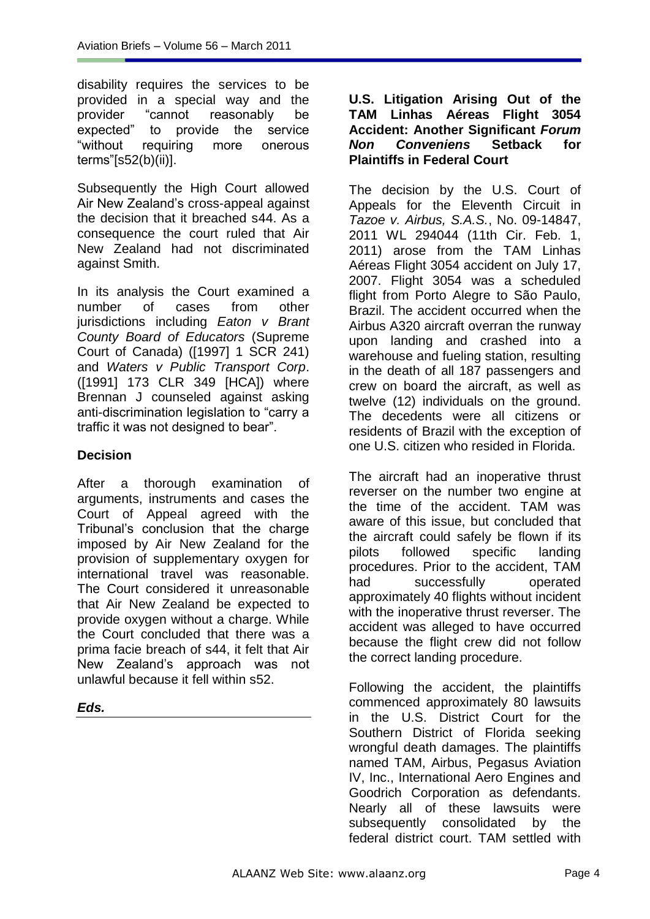disability requires the services to be provided in a special way and the provider "cannot reasonably be expected" to provide the service "without requiring more onerous terms"[s52(b)(ii)].

Subsequently the High Court allowed Air New Zealand's cross-appeal against the decision that it breached s44. As a consequence the court ruled that Air New Zealand had not discriminated against Smith.

In its analysis the Court examined a number of cases from other jurisdictions including *Eaton v Brant County Board of Educators* (Supreme Court of Canada) ([1997] 1 SCR 241) and *Waters v Public Transport Corp*. ([1991] 173 CLR 349 [HCA]) where Brennan J counseled against asking anti-discrimination legislation to "carry a traffic it was not designed to bear".

### Decision

After a thorough examination of arguments, instruments and cases the Court of Appeal agreed with the Tribunal's conclusion that the charge imposed by Air New Zealand for the provision of supplementary oxygen for international travel was reasonable. The Court considered it unreasonable that Air New Zealand be expected to provide oxygen without a charge. While the Court concluded that there was a prima facie breach of s44, it felt that Air New Zealand's approach was not unlawful because it fell within s52.

***Eds.***

---

### U.S. Litigation Arising Out of the TAM Linhas Aéreas Flight 3054 Accident: Another Significant *Forum Non Conveniens* Setback for Plaintiffs in Federal Court

The decision by the U.S. Court of Appeals for the Eleventh Circuit in *Tazoe v. Airbus, S.A.S.*, No. 09-14847, 2011 WL 294044 (11th Cir. Feb. 1, 2011) arose from the TAM Linhas Aéreas Flight 3054 accident on July 17, 2007. Flight 3054 was a scheduled flight from Porto Alegre to São Paulo, Brazil. The accident occurred when the Airbus A320 aircraft overran the runway upon landing and crashed into a warehouse and fueling station, resulting in the death of all 187 passengers and crew on board the aircraft, as well as twelve (12) individuals on the ground. The decedents were all citizens or residents of Brazil with the exception of one U.S. citizen who resided in Florida.

The aircraft had an inoperative thrust reverser on the number two engine at the time of the accident. TAM was aware of this issue, but concluded that the aircraft could safely be flown if its pilots followed specific landing procedures. Prior to the accident, TAM had successfully operated approximately 40 flights without incident with the inoperative thrust reverser. The accident was alleged to have occurred because the flight crew did not follow the correct landing procedure.

Following the accident, the plaintiffs commenced approximately 80 lawsuits in the U.S. District Court for the Southern District of Florida seeking wrongful death damages. The plaintiffs named TAM, Airbus, Pegasus Aviation IV, Inc., International Aero Engines and Goodrich Corporation as defendants. Nearly all of these lawsuits were subsequently consolidated by the federal district court. TAM settled with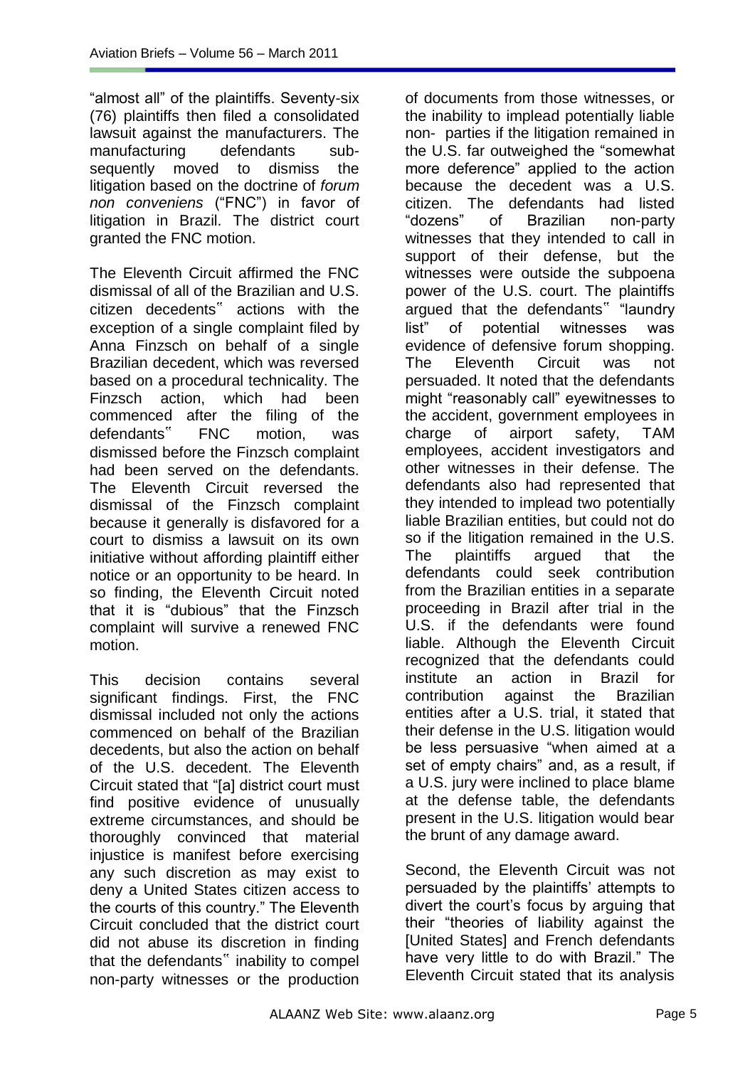"almost all" of the plaintiffs. Seventy-six (76) plaintiffs then filed a consolidated lawsuit against the manufacturers. The manufacturing defendants subsequently moved to dismiss the litigation based on the doctrine of *forum non conveniens* ("FNC") in favor of litigation in Brazil. The district court granted the FNC motion.

The Eleventh Circuit affirmed the FNC dismissal of all of the Brazilian and U.S. citizen decedents‟ actions with the exception of a single complaint filed by Anna Finzsch on behalf of a single Brazilian decedent, which was reversed based on a procedural technicality. The Finzsch action, which had been commenced after the filing of the defendants‟ FNC motion, was dismissed before the Finzsch complaint had been served on the defendants. The Eleventh Circuit reversed the dismissal of the Finzsch complaint because it generally is disfavored for a court to dismiss a lawsuit on its own initiative without affording plaintiff either notice or an opportunity to be heard. In so finding, the Eleventh Circuit noted that it is "dubious" that the Finzsch complaint will survive a renewed FNC motion.

This decision contains several significant findings. First, the FNC dismissal included not only the actions commenced on behalf of the Brazilian decedents, but also the action on behalf of the U.S. decedent. The Eleventh Circuit stated that "[a] district court must find positive evidence of unusually extreme circumstances, and should be thoroughly convinced that material injustice is manifest before exercising any such discretion as may exist to deny a United States citizen access to the courts of this country." The Eleventh Circuit concluded that the district court did not abuse its discretion in finding that the defendants‟ inability to compel non-party witnesses or the production of documents from those witnesses, or the inability to implead potentially liable non- parties if the litigation remained in the U.S. far outweighed the "somewhat more deference" applied to the action because the decedent was a U.S. citizen. The defendants had listed "dozens" of Brazilian non-party witnesses that they intended to call in support of their defense, but the witnesses were outside the subpoena power of the U.S. court. The plaintiffs argued that the defendants‟ "laundry list" of potential witnesses was evidence of defensive forum shopping. The Eleventh Circuit was not persuaded. It noted that the defendants might "reasonably call" eyewitnesses to the accident, government employees in charge of airport safety, TAM employees, accident investigators and other witnesses in their defense. The defendants also had represented that they intended to implead two potentially liable Brazilian entities, but could not do so if the litigation remained in the U.S. The plaintiffs argued that the defendants could seek contribution from the Brazilian entities in a separate proceeding in Brazil after trial in the U.S. if the defendants were found liable. Although the Eleventh Circuit recognized that the defendants could institute an action in Brazil for contribution against the Brazilian entities after a U.S. trial, it stated that their defense in the U.S. litigation would be less persuasive "when aimed at a set of empty chairs" and, as a result, if a U.S. jury were inclined to place blame at the defense table, the defendants present in the U.S. litigation would bear the brunt of any damage award.

Second, the Eleventh Circuit was not persuaded by the plaintiffs' attempts to divert the court's focus by arguing that their "theories of liability against the [United States] and French defendants have very little to do with Brazil." The Eleventh Circuit stated that its analysis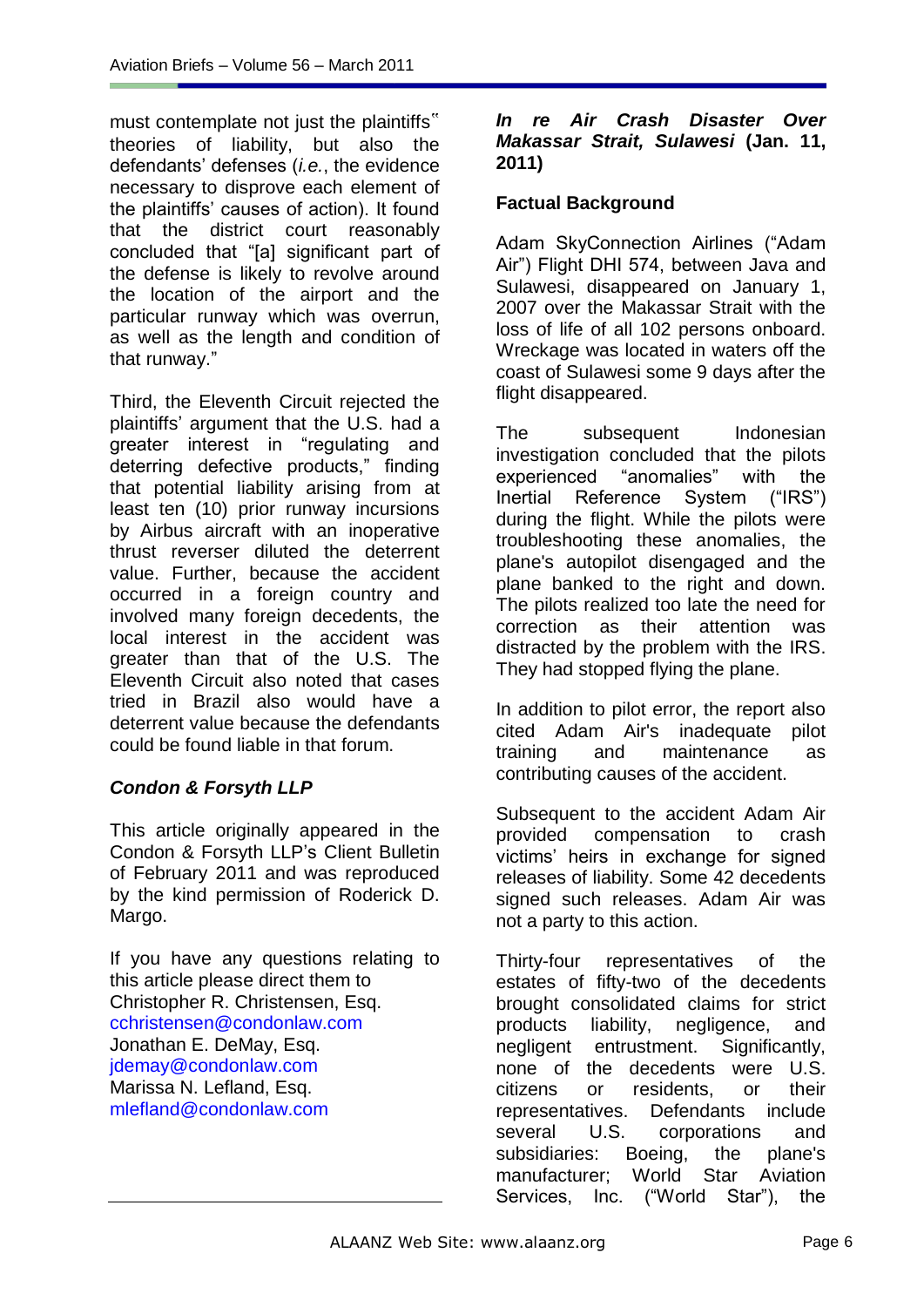must contemplate not just the plaintiffs" theories of liability, but also the defendants' defenses (*i.e.*, the evidence necessary to disprove each element of the plaintiffs' causes of action). It found that the district court reasonably concluded that "[a] significant part of the defense is likely to revolve around the location of the airport and the particular runway which was overrun, as well as the length and condition of that runway."

Third, the Eleventh Circuit rejected the plaintiffs' argument that the U.S. had a greater interest in "regulating and deterring defective products," finding that potential liability arising from at least ten (10) prior runway incursions by Airbus aircraft with an inoperative thrust reverser diluted the deterrent value. Further, because the accident occurred in a foreign country and involved many foreign decedents, the local interest in the accident was greater than that of the U.S. The Eleventh Circuit also noted that cases tried in Brazil also would have a deterrent value because the defendants could be found liable in that forum.

***Condon & Forsyth LLP***

This article originally appeared in the Condon & Forsyth LLP's Client Bulletin of February 2011 and was reproduced by the kind permission of Roderick D. Margo.

If you have any questions relating to this article please direct them to
Christopher R. Christensen, Esq.
cchristensen@condonlaw.com
Jonathan E. DeMay, Esq.
jdemay@condonlaw.com
Marissa N. Lefland, Esq.
mlefland@condonlaw.com

***In re Air Crash Disaster Over Makassar Strait, Sulawesi* (Jan. 11, 2011)**

**Factual Background**

Adam SkyConnection Airlines ("Adam Air") Flight DHI 574, between Java and Sulawesi, disappeared on January 1, 2007 over the Makassar Strait with the loss of life of all 102 persons onboard. Wreckage was located in waters off the coast of Sulawesi some 9 days after the flight disappeared.

The subsequent Indonesian investigation concluded that the pilots experienced "anomalies" with the Inertial Reference System ("IRS") during the flight. While the pilots were troubleshooting these anomalies, the plane's autopilot disengaged and the plane banked to the right and down. The pilots realized too late the need for correction as their attention was distracted by the problem with the IRS. They had stopped flying the plane.

In addition to pilot error, the report also cited Adam Air's inadequate pilot training and maintenance as contributing causes of the accident.

Subsequent to the accident Adam Air provided compensation to crash victims' heirs in exchange for signed releases of liability. Some 42 decedents signed such releases. Adam Air was not a party to this action.

Thirty-four representatives of the estates of fifty-two of the decedents brought consolidated claims for strict products liability, negligence, and negligent entrustment. Significantly, none of the decedents were U.S. citizens or residents, or their representatives. Defendants include several U.S. corporations and subsidiaries: Boeing, the plane's manufacturer; World Star Aviation Services, Inc. ("World Star"), the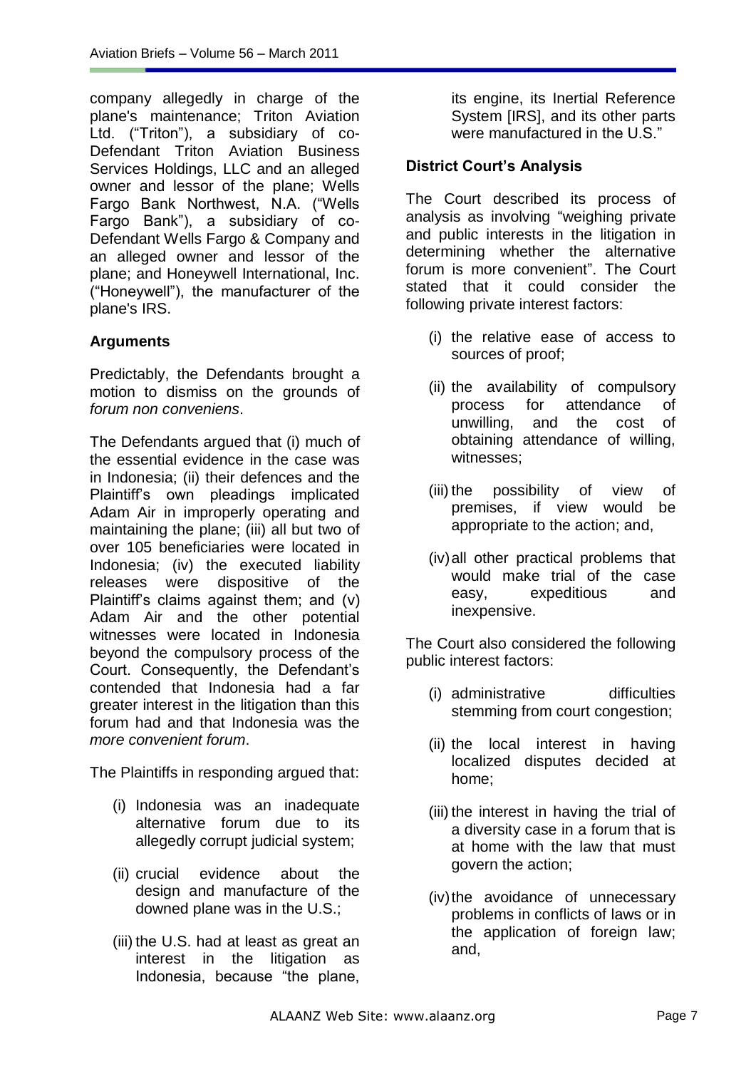company allegedly in charge of the plane's maintenance; Triton Aviation Ltd. ("Triton"), a subsidiary of co-Defendant Triton Aviation Business Services Holdings, LLC and an alleged owner and lessor of the plane; Wells Fargo Bank Northwest, N.A. ("Wells Fargo Bank"), a subsidiary of co-Defendant Wells Fargo & Company and an alleged owner and lessor of the plane; and Honeywell International, Inc. ("Honeywell"), the manufacturer of the plane's IRS.

### Arguments

Predictably, the Defendants brought a motion to dismiss on the grounds of *forum non conveniens*.

The Defendants argued that (i) much of the essential evidence in the case was in Indonesia; (ii) their defences and the Plaintiff's own pleadings implicated Adam Air in improperly operating and maintaining the plane; (iii) all but two of over 105 beneficiaries were located in Indonesia; (iv) the executed liability releases were dispositive of the Plaintiff's claims against them; and (v) Adam Air and the other potential witnesses were located in Indonesia beyond the compulsory process of the Court. Consequently, the Defendant's contended that Indonesia had a far greater interest in the litigation than this forum had and that Indonesia was the *more convenient forum*.

The Plaintiffs in responding argued that:

(i) Indonesia was an inadequate alternative forum due to its allegedly corrupt judicial system;

(ii) crucial evidence about the design and manufacture of the downed plane was in the U.S.;

(iii) the U.S. had at least as great an interest in the litigation as Indonesia, because "the plane, its engine, its Inertial Reference System [IRS], and its other parts were manufactured in the U.S."

### District Court's Analysis

The Court described its process of analysis as involving "weighing private and public interests in the litigation in determining whether the alternative forum is more convenient". The Court stated that it could consider the following private interest factors:

(i) the relative ease of access to sources of proof;

(ii) the availability of compulsory process for attendance of unwilling, and the cost of obtaining attendance of willing, witnesses;

(iii) the possibility of view of premises, if view would be appropriate to the action; and,

(iv) all other practical problems that would make trial of the case easy, expeditious and inexpensive.

The Court also considered the following public interest factors:

(i) administrative difficulties stemming from court congestion;

(ii) the local interest in having localized disputes decided at home;

(iii) the interest in having the trial of a diversity case in a forum that is at home with the law that must govern the action;

(iv) the avoidance of unnecessary problems in conflicts of laws or in the application of foreign law; and,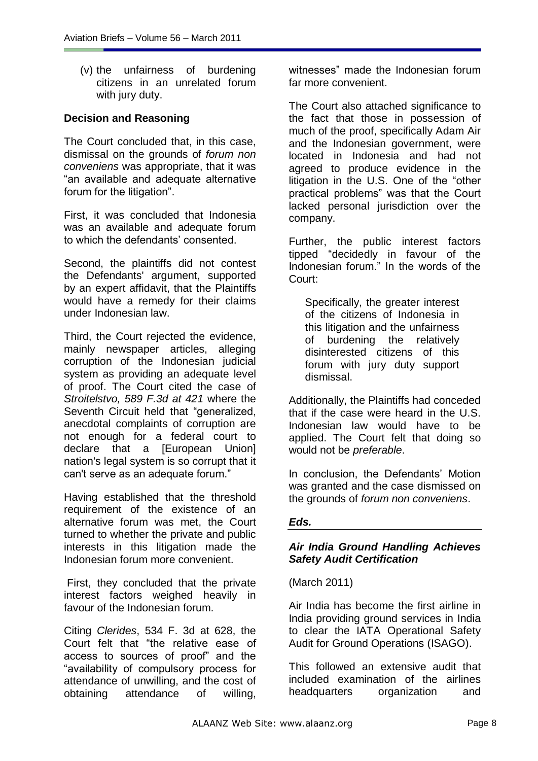(v) the unfairness of burdening citizens in an unrelated forum with jury duty.

**Decision and Reasoning**

The Court concluded that, in this case, dismissal on the grounds of *forum non conveniens* was appropriate, that it was "an available and adequate alternative forum for the litigation".

First, it was concluded that Indonesia was an available and adequate forum to which the defendants' consented.

Second, the plaintiffs did not contest the Defendants' argument, supported by an expert affidavit, that the Plaintiffs would have a remedy for their claims under Indonesian law.

Third, the Court rejected the evidence, mainly newspaper articles, alleging corruption of the Indonesian judicial system as providing an adequate level of proof. The Court cited the case of *Stroitelstvo, 589 F.3d at 421* where the Seventh Circuit held that "generalized, anecdotal complaints of corruption are not enough for a federal court to declare that a [European Union] nation's legal system is so corrupt that it can't serve as an adequate forum."

Having established that the threshold requirement of the existence of an alternative forum was met, the Court turned to whether the private and public interests in this litigation made the Indonesian forum more convenient.

First, they concluded that the private interest factors weighed heavily in favour of the Indonesian forum.

Citing *Clerides*, 534 F. 3d at 628, the Court felt that "the relative ease of access to sources of proof" and the "availability of compulsory process for attendance of unwilling, and the cost of obtaining attendance of willing, witnesses" made the Indonesian forum far more convenient.

The Court also attached significance to the fact that those in possession of much of the proof, specifically Adam Air and the Indonesian government, were located in Indonesia and had not agreed to produce evidence in the litigation in the U.S. One of the "other practical problems" was that the Court lacked personal jurisdiction over the company.

Further, the public interest factors tipped "decidedly in favour of the Indonesian forum." In the words of the Court:

> Specifically, the greater interest of the citizens of Indonesia in this litigation and the unfairness of burdening the relatively disinterested citizens of this forum with jury duty support dismissal.

Additionally, the Plaintiffs had conceded that if the case were heard in the U.S. Indonesian law would have to be applied. The Court felt that doing so would not be *preferable*.

In conclusion, the Defendants' Motion was granted and the case dismissed on the grounds of *forum non conveniens*.

***Eds.***

### *Air India Ground Handling Achieves Safety Audit Certification*

(March 2011)

Air India has become the first airline in India providing ground services in India to clear the IATA Operational Safety Audit for Ground Operations (ISAGO).

This followed an extensive audit that included examination of the airlines headquarters organization and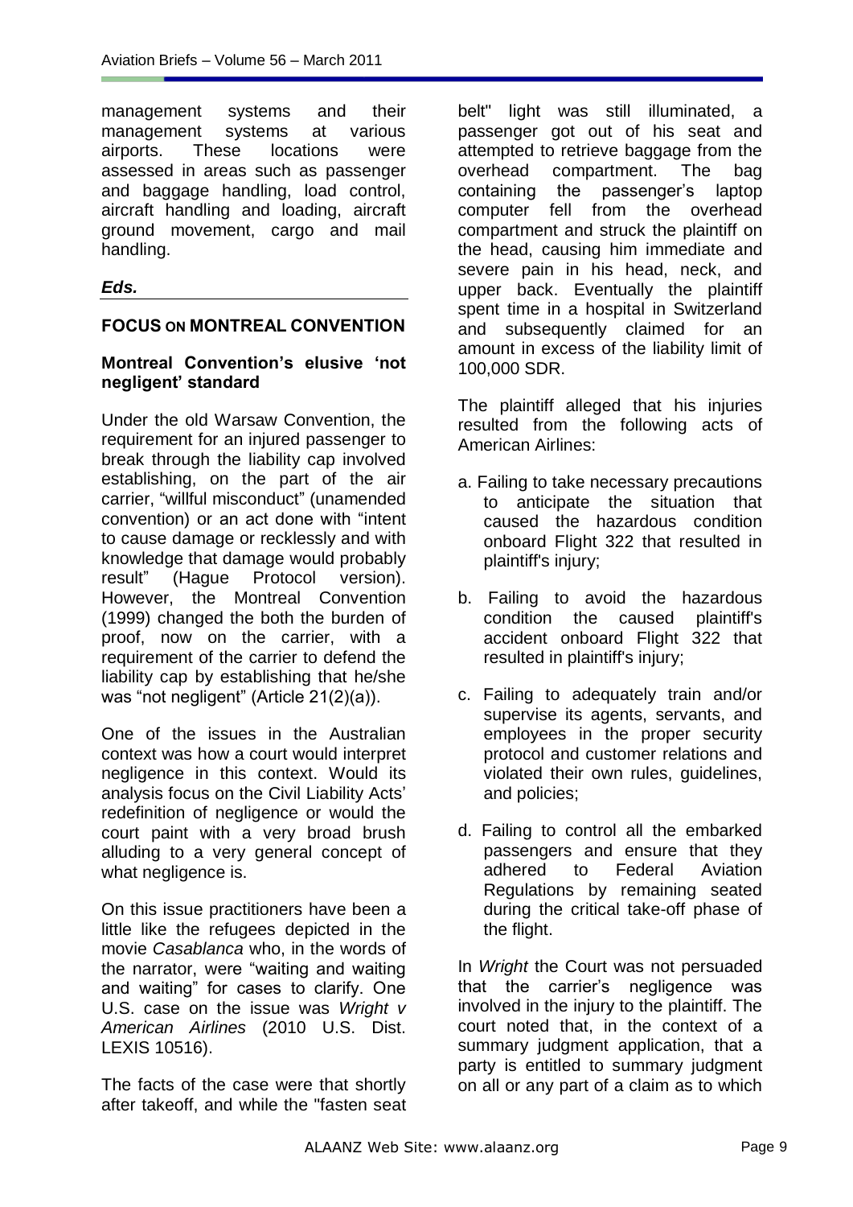management systems and their management systems at various airports. These locations were assessed in areas such as passenger and baggage handling, load control, aircraft handling and loading, aircraft ground movement, cargo and mail handling.

***Eds.***

## FOCUS ON MONTREAL CONVENTION

### Montreal Convention's elusive 'not negligent' standard

Under the old Warsaw Convention, the requirement for an injured passenger to break through the liability cap involved establishing, on the part of the air carrier, "willful misconduct" (unamended convention) or an act done with "intent to cause damage or recklessly and with knowledge that damage would probably result" (Hague Protocol version). However, the Montreal Convention (1999) changed the both the burden of proof, now on the carrier, with a requirement of the carrier to defend the liability cap by establishing that he/she was "not negligent" (Article 21(2)(a)).

One of the issues in the Australian context was how a court would interpret negligence in this context. Would its analysis focus on the Civil Liability Acts' redefinition of negligence or would the court paint with a very broad brush alluding to a very general concept of what negligence is.

On this issue practitioners have been a little like the refugees depicted in the movie *Casablanca* who, in the words of the narrator, were "waiting and waiting and waiting" for cases to clarify. One U.S. case on the issue was *Wright v American Airlines* (2010 U.S. Dist. LEXIS 10516).

The facts of the case were that shortly after takeoff, and while the "fasten seat belt" light was still illuminated, a passenger got out of his seat and attempted to retrieve baggage from the overhead compartment. The bag containing the passenger's laptop computer fell from the overhead compartment and struck the plaintiff on the head, causing him immediate and severe pain in his head, neck, and upper back. Eventually the plaintiff spent time in a hospital in Switzerland and subsequently claimed for an amount in excess of the liability limit of 100,000 SDR.

The plaintiff alleged that his injuries resulted from the following acts of American Airlines:

a. Failing to take necessary precautions to anticipate the situation that caused the hazardous condition onboard Flight 322 that resulted in plaintiff's injury;

b. Failing to avoid the hazardous condition the caused plaintiff's accident onboard Flight 322 that resulted in plaintiff's injury;

c. Failing to adequately train and/or supervise its agents, servants, and employees in the proper security protocol and customer relations and violated their own rules, guidelines, and policies;

d. Failing to control all the embarked passengers and ensure that they adhered to Federal Aviation Regulations by remaining seated during the critical take-off phase of the flight.

In *Wright* the Court was not persuaded that the carrier's negligence was involved in the injury to the plaintiff. The court noted that, in the context of a summary judgment application, that a party is entitled to summary judgment on all or any part of a claim as to which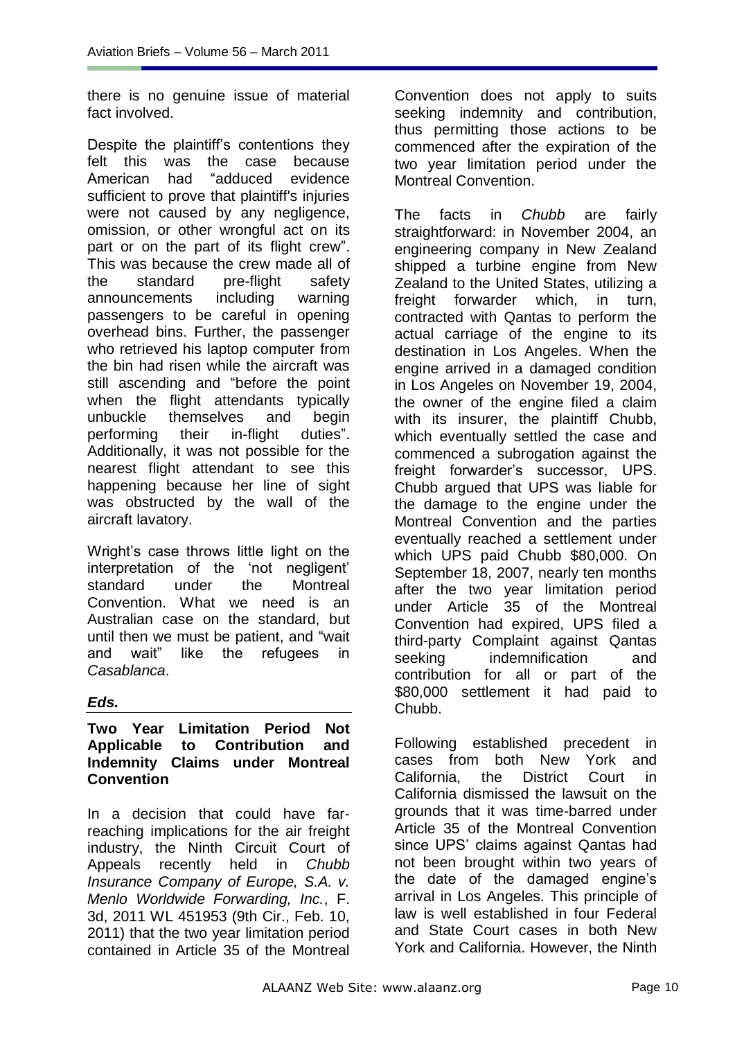there is no genuine issue of material fact involved.

Despite the plaintiff's contentions they felt this was the case because American had "adduced evidence sufficient to prove that plaintiff's injuries were not caused by any negligence, omission, or other wrongful act on its part or on the part of its flight crew". This was because the crew made all of the standard pre-flight safety announcements including warning passengers to be careful in opening overhead bins. Further, the passenger who retrieved his laptop computer from the bin had risen while the aircraft was still ascending and "before the point when the flight attendants typically unbuckle themselves and begin performing their in-flight duties". Additionally, it was not possible for the nearest flight attendant to see this happening because her line of sight was obstructed by the wall of the aircraft lavatory.

Wright's case throws little light on the interpretation of the 'not negligent' standard under the Montreal Convention. What we need is an Australian case on the standard, but until then we must be patient, and "wait and wait" like the refugees in *Casablanca*.

***Eds.***

**Two Year Limitation Period Not Applicable to Contribution and Indemnity Claims under Montreal Convention**

In a decision that could have far-reaching implications for the air freight industry, the Ninth Circuit Court of Appeals recently held in *Chubb Insurance Company of Europe, S.A. v. Menlo Worldwide Forwarding, Inc.*, F. 3d, 2011 WL 451953 (9th Cir., Feb. 10, 2011) that the two year limitation period contained in Article 35 of the Montreal Convention does not apply to suits seeking indemnity and contribution, thus permitting those actions to be commenced after the expiration of the two year limitation period under the Montreal Convention.

The facts in *Chubb* are fairly straightforward: in November 2004, an engineering company in New Zealand shipped a turbine engine from New Zealand to the United States, utilizing a freight forwarder which, in turn, contracted with Qantas to perform the actual carriage of the engine to its destination in Los Angeles. When the engine arrived in a damaged condition in Los Angeles on November 19, 2004, the owner of the engine filed a claim with its insurer, the plaintiff Chubb, which eventually settled the case and commenced a subrogation against the freight forwarder's successor, UPS. Chubb argued that UPS was liable for the damage to the engine under the Montreal Convention and the parties eventually reached a settlement under which UPS paid Chubb \$80,000. On September 18, 2007, nearly ten months after the two year limitation period under Article 35 of the Montreal Convention had expired, UPS filed a third-party Complaint against Qantas seeking indemnification and contribution for all or part of the \$80,000 settlement it had paid to Chubb.

Following established precedent in cases from both New York and California, the District Court in California dismissed the lawsuit on the grounds that it was time-barred under Article 35 of the Montreal Convention since UPS' claims against Qantas had not been brought within two years of the date of the damaged engine's arrival in Los Angeles. This principle of law is well established in four Federal and State Court cases in both New York and California. However, the Ninth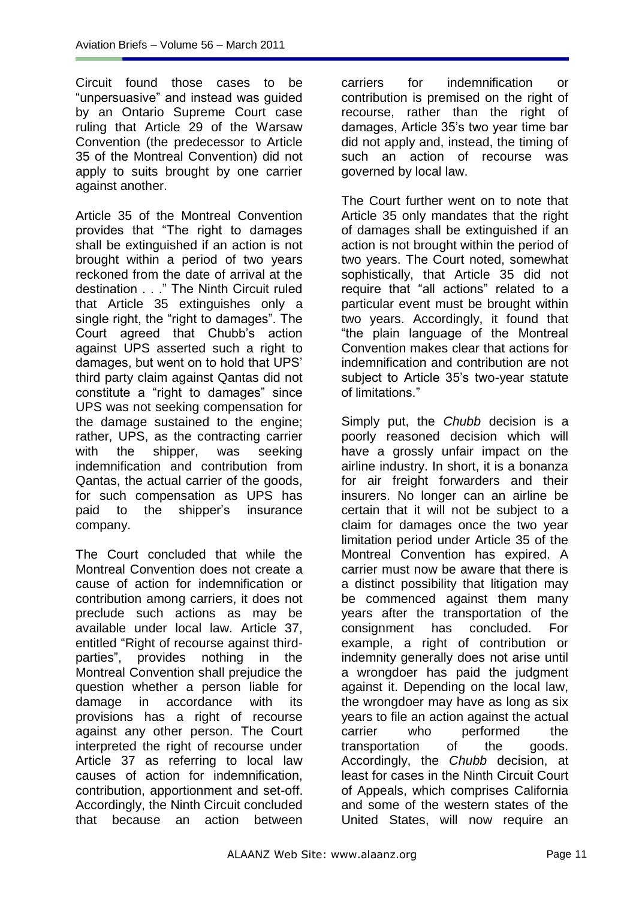Circuit found those cases to be "unpersuasive" and instead was guided by an Ontario Supreme Court case ruling that Article 29 of the Warsaw Convention (the predecessor to Article 35 of the Montreal Convention) did not apply to suits brought by one carrier against another.

Article 35 of the Montreal Convention provides that "The right to damages shall be extinguished if an action is not brought within a period of two years reckoned from the date of arrival at the destination . . ." The Ninth Circuit ruled that Article 35 extinguishes only a single right, the "right to damages". The Court agreed that Chubb's action against UPS asserted such a right to damages, but went on to hold that UPS' third party claim against Qantas did not constitute a "right to damages" since UPS was not seeking compensation for the damage sustained to the engine; rather, UPS, as the contracting carrier with the shipper, was seeking indemnification and contribution from Qantas, the actual carrier of the goods, for such compensation as UPS has paid to the shipper's insurance company.

The Court concluded that while the Montreal Convention does not create a cause of action for indemnification or contribution among carriers, it does not preclude such actions as may be available under local law. Article 37, entitled "Right of recourse against third-parties", provides nothing in the Montreal Convention shall prejudice the question whether a person liable for damage in accordance with its provisions has a right of recourse against any other person. The Court interpreted the right of recourse under Article 37 as referring to local law causes of action for indemnification, contribution, apportionment and set-off. Accordingly, the Ninth Circuit concluded that because an action between carriers for indemnification or contribution is premised on the right of recourse, rather than the right of damages, Article 35's two year time bar did not apply and, instead, the timing of such an action of recourse was governed by local law.

The Court further went on to note that Article 35 only mandates that the right of damages shall be extinguished if an action is not brought within the period of two years. The Court noted, somewhat sophistically, that Article 35 did not require that "all actions" related to a particular event must be brought within two years. Accordingly, it found that "the plain language of the Montreal Convention makes clear that actions for indemnification and contribution are not subject to Article 35's two-year statute of limitations."

Simply put, the *Chubb* decision is a poorly reasoned decision which will have a grossly unfair impact on the airline industry. In short, it is a bonanza for air freight forwarders and their insurers. No longer can an airline be certain that it will not be subject to a claim for damages once the two year limitation period under Article 35 of the Montreal Convention has expired. A carrier must now be aware that there is a distinct possibility that litigation may be commenced against them many years after the transportation of the consignment has concluded. For example, a right of contribution or indemnity generally does not arise until a wrongdoer has paid the judgment against it. Depending on the local law, the wrongdoer may have as long as six years to file an action against the actual carrier who performed the transportation of the goods. Accordingly, the *Chubb* decision, at least for cases in the Ninth Circuit Court of Appeals, which comprises California and some of the western states of the United States, will now require an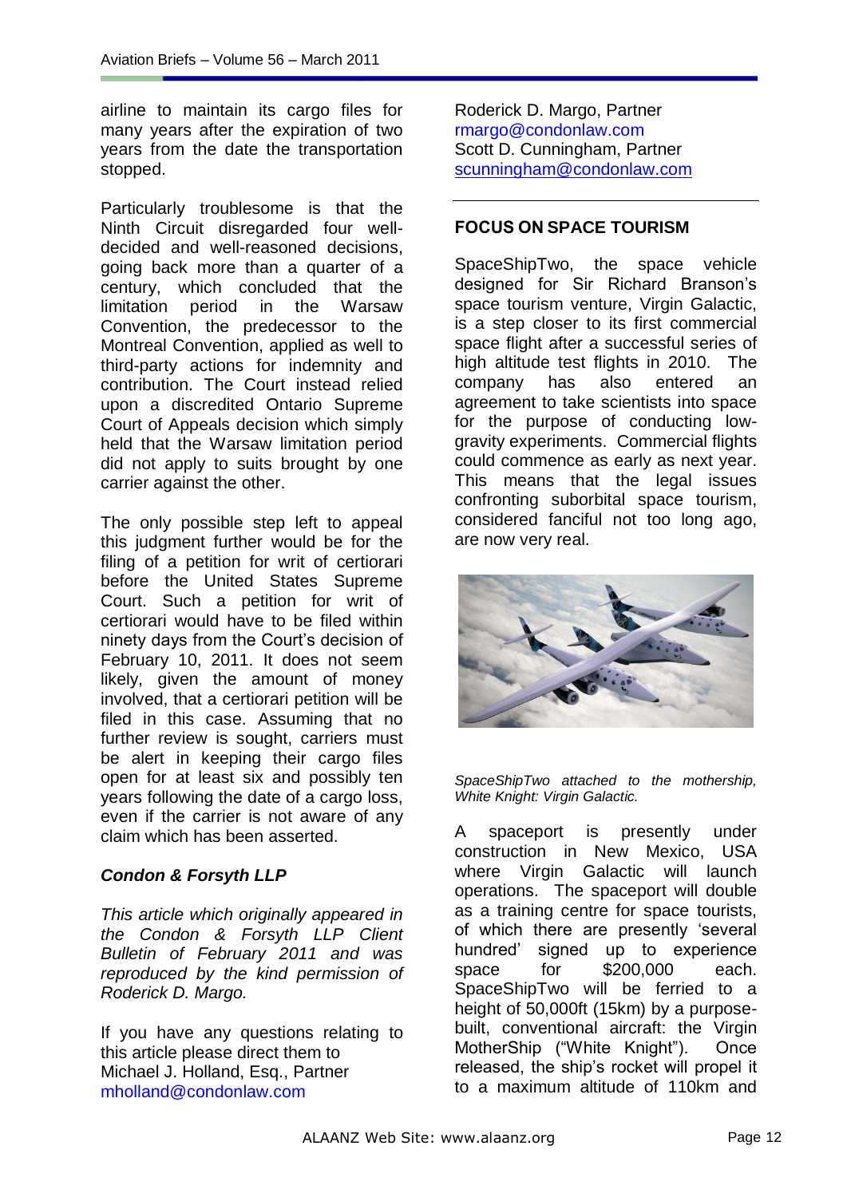airline to maintain its cargo files for many years after the expiration of two years from the date the transportation stopped.

Particularly troublesome is that the Ninth Circuit disregarded four well-decided and well-reasoned decisions, going back more than a quarter of a century, which concluded that the limitation period in the Warsaw Convention, the predecessor to the Montreal Convention, applied as well to third-party actions for indemnity and contribution. The Court instead relied upon a discredited Ontario Supreme Court of Appeals decision which simply held that the Warsaw limitation period did not apply to suits brought by one carrier against the other.

The only possible step left to appeal this judgment further would be for the filing of a petition for writ of certiorari before the United States Supreme Court. Such a petition for writ of certiorari would have to be filed within ninety days from the Court's decision of February 10, 2011. It does not seem likely, given the amount of money involved, that a certiorari petition will be filed in this case. Assuming that no further review is sought, carriers must be alert in keeping their cargo files open for at least six and possibly ten years following the date of a cargo loss, even if the carrier is not aware of any claim which has been asserted.

***Condon & Forsyth LLP***

*This article which originally appeared in the Condon & Forsyth LLP Client Bulletin of February 2011 and was reproduced by the kind permission of Roderick D. Margo.*

If you have any questions relating to this article please direct them to
Michael J. Holland, Esq., Partner
mholland@condonlaw.com
Roderick D. Margo, Partner
rmargo@condonlaw.com
Scott D. Cunningham, Partner
scunningham@condonlaw.com

---

## FOCUS ON SPACE TOURISM

SpaceShipTwo, the space vehicle designed for Sir Richard Branson's space tourism venture, Virgin Galactic, is a step closer to its first commercial space flight after a successful series of high altitude test flights in 2010. The company has also entered an agreement to take scientists into space for the purpose of conducting low-gravity experiments. Commercial flights could commence as early as next year. This means that the legal issues confronting suborbital space tourism, considered fanciful not too long ago, are now very real.

*SpaceShipTwo attached to the mothership, White Knight: Virgin Galactic.*

A spaceport is presently under construction in New Mexico, USA where Virgin Galactic will launch operations. The spaceport will double as a training centre for space tourists, of which there are presently 'several hundred' signed up to experience space for $200,000 each. SpaceShipTwo will be ferried to a height of 50,000ft (15km) by a purpose-built, conventional aircraft: the Virgin MotherShip ("White Knight"). Once released, the ship's rocket will propel it to a maximum altitude of 110km and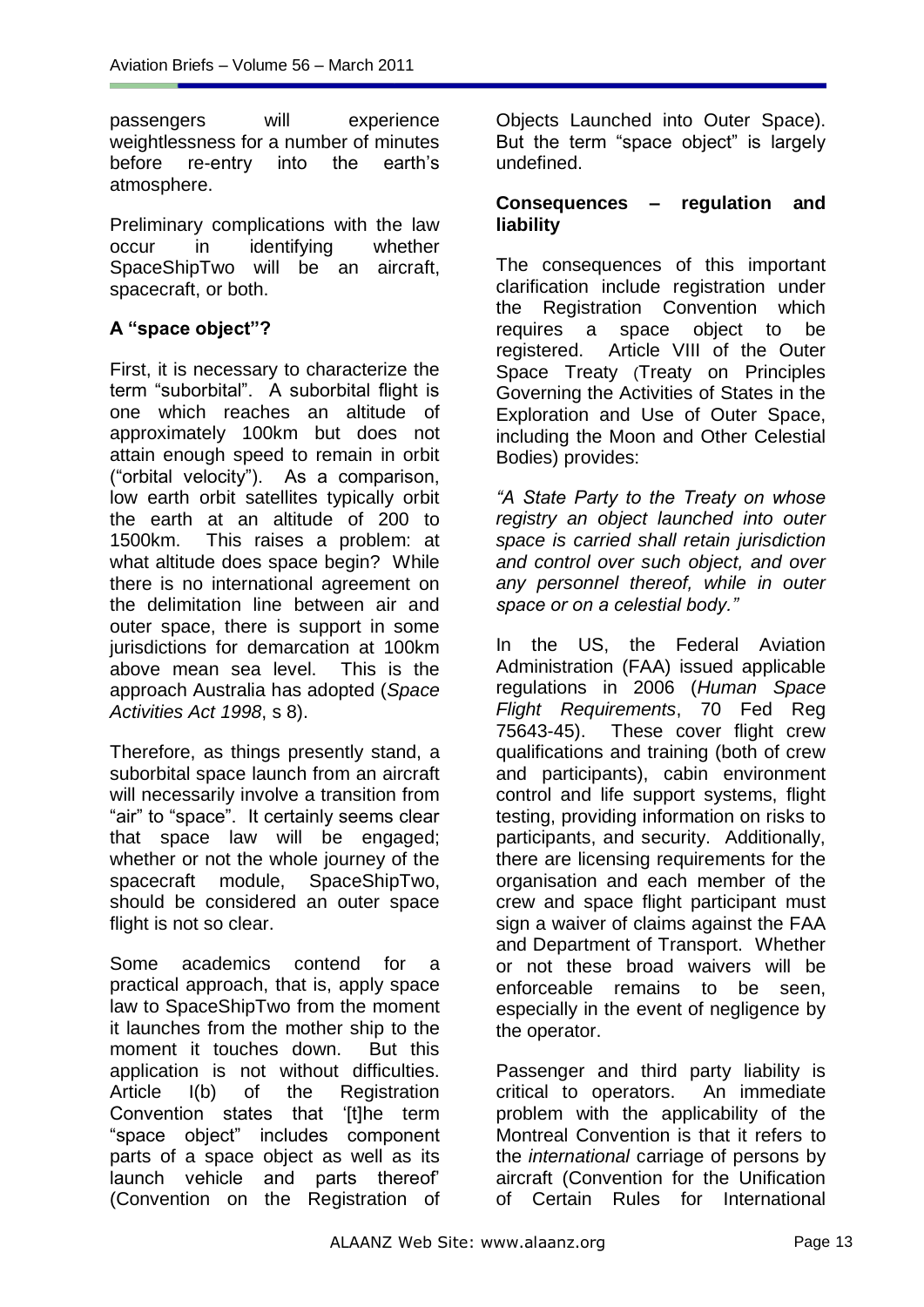passengers will experience weightlessness for a number of minutes before re-entry into the earth's atmosphere.

Preliminary complications with the law occur in identifying whether SpaceShipTwo will be an aircraft, spacecraft, or both.

### A "space object"?

First, it is necessary to characterize the term "suborbital". A suborbital flight is one which reaches an altitude of approximately 100km but does not attain enough speed to remain in orbit ("orbital velocity"). As a comparison, low earth orbit satellites typically orbit the earth at an altitude of 200 to 1500km. This raises a problem: at what altitude does space begin? While there is no international agreement on the delimitation line between air and outer space, there is support in some jurisdictions for demarcation at 100km above mean sea level. This is the approach Australia has adopted (*Space Activities Act 1998*, s 8).

Therefore, as things presently stand, a suborbital space launch from an aircraft will necessarily involve a transition from "air" to "space". It certainly seems clear that space law will be engaged; whether or not the whole journey of the spacecraft module, SpaceShipTwo, should be considered an outer space flight is not so clear.

Some academics contend for a practical approach, that is, apply space law to SpaceShipTwo from the moment it launches from the mother ship to the moment it touches down. But this application is not without difficulties. Article I(b) of the Registration Convention states that '[t]he term "space object" includes component parts of a space object as well as its launch vehicle and parts thereof' (Convention on the Registration of Objects Launched into Outer Space). But the term "space object" is largely undefined.

### Consequences – regulation and liability

The consequences of this important clarification include registration under the Registration Convention which requires a space object to be registered. Article VIII of the Outer Space Treaty (Treaty on Principles Governing the Activities of States in the Exploration and Use of Outer Space, including the Moon and Other Celestial Bodies) provides:

*"A State Party to the Treaty on whose registry an object launched into outer space is carried shall retain jurisdiction and control over such object, and over any personnel thereof, while in outer space or on a celestial body."*

In the US, the Federal Aviation Administration (FAA) issued applicable regulations in 2006 (*Human Space Flight Requirements*, 70 Fed Reg 75643-45). These cover flight crew qualifications and training (both of crew and participants), cabin environment control and life support systems, flight testing, providing information on risks to participants, and security. Additionally, there are licensing requirements for the organisation and each member of the crew and space flight participant must sign a waiver of claims against the FAA and Department of Transport. Whether or not these broad waivers will be enforceable remains to be seen, especially in the event of negligence by the operator.

Passenger and third party liability is critical to operators. An immediate problem with the applicability of the Montreal Convention is that it refers to the *international* carriage of persons by aircraft (Convention for the Unification of Certain Rules for International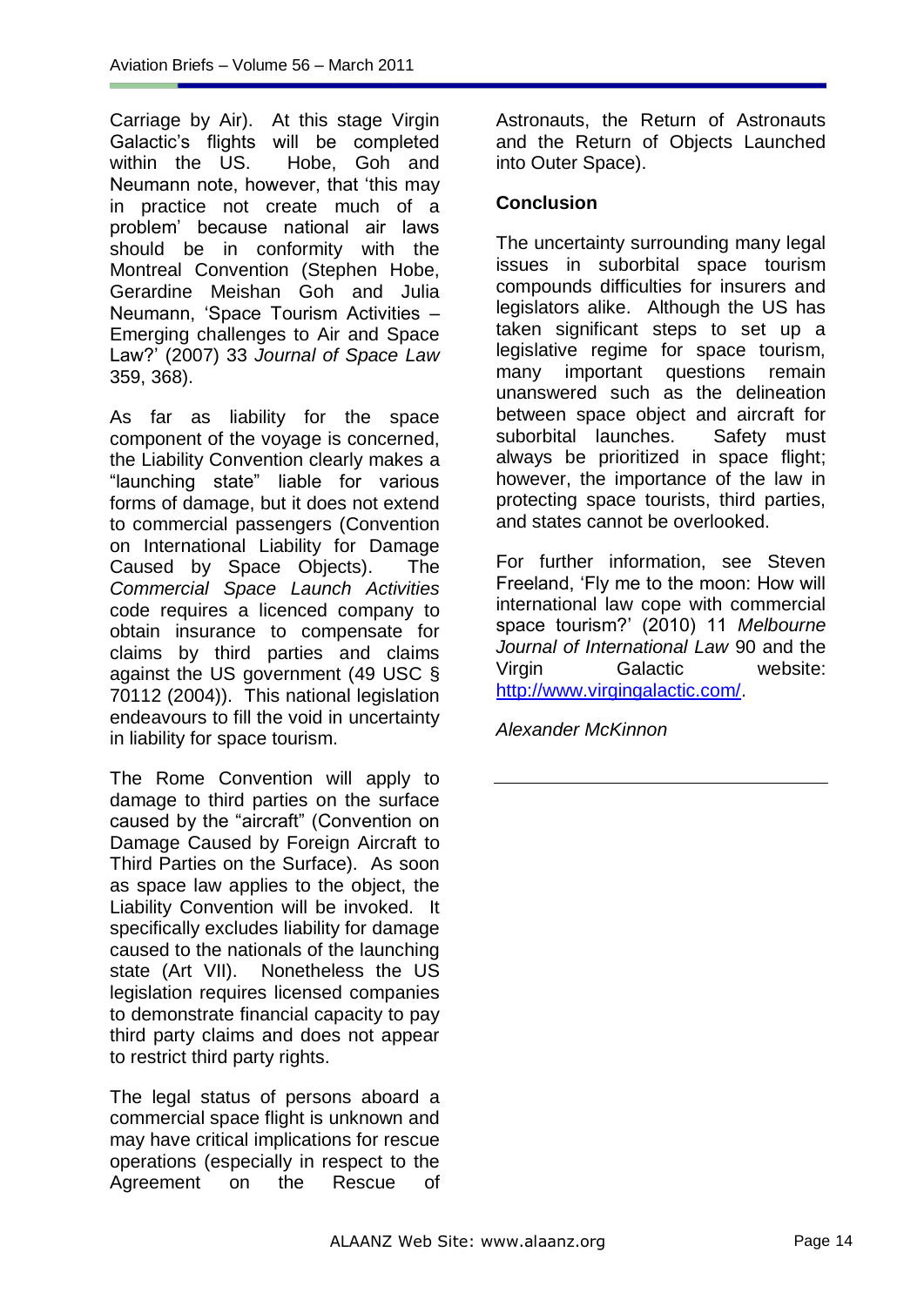Carriage by Air). At this stage Virgin Galactic's flights will be completed within the US. Hobe, Goh and Neumann note, however, that 'this may in practice not create much of a problem' because national air laws should be in conformity with the Montreal Convention (Stephen Hobe, Gerardine Meishan Goh and Julia Neumann, 'Space Tourism Activities – Emerging challenges to Air and Space Law?' (2007) 33 *Journal of Space Law* 359, 368).

As far as liability for the space component of the voyage is concerned, the Liability Convention clearly makes a "launching state" liable for various forms of damage, but it does not extend to commercial passengers (Convention on International Liability for Damage Caused by Space Objects). The *Commercial Space Launch Activities* code requires a licenced company to obtain insurance to compensate for claims by third parties and claims against the US government (49 USC § 70112 (2004)). This national legislation endeavours to fill the void in uncertainty in liability for space tourism.

The Rome Convention will apply to damage to third parties on the surface caused by the "aircraft" (Convention on Damage Caused by Foreign Aircraft to Third Parties on the Surface). As soon as space law applies to the object, the Liability Convention will be invoked. It specifically excludes liability for damage caused to the nationals of the launching state (Art VII). Nonetheless the US legislation requires licensed companies to demonstrate financial capacity to pay third party claims and does not appear to restrict third party rights.

The legal status of persons aboard a commercial space flight is unknown and may have critical implications for rescue operations (especially in respect to the Agreement on the Rescue of Astronauts, the Return of Astronauts and the Return of Objects Launched into Outer Space).

**Conclusion**

The uncertainty surrounding many legal issues in suborbital space tourism compounds difficulties for insurers and legislators alike. Although the US has taken significant steps to set up a legislative regime for space tourism, many important questions remain unanswered such as the delineation between space object and aircraft for suborbital launches. Safety must always be prioritized in space flight; however, the importance of the law in protecting space tourists, third parties, and states cannot be overlooked.

For further information, see Steven Freeland, 'Fly me to the moon: How will international law cope with commercial space tourism?' (2010) 11 *Melbourne Journal of International Law* 90 and the Virgin Galactic website: http://www.virgingalactic.com/.

*Alexander McKinnon*